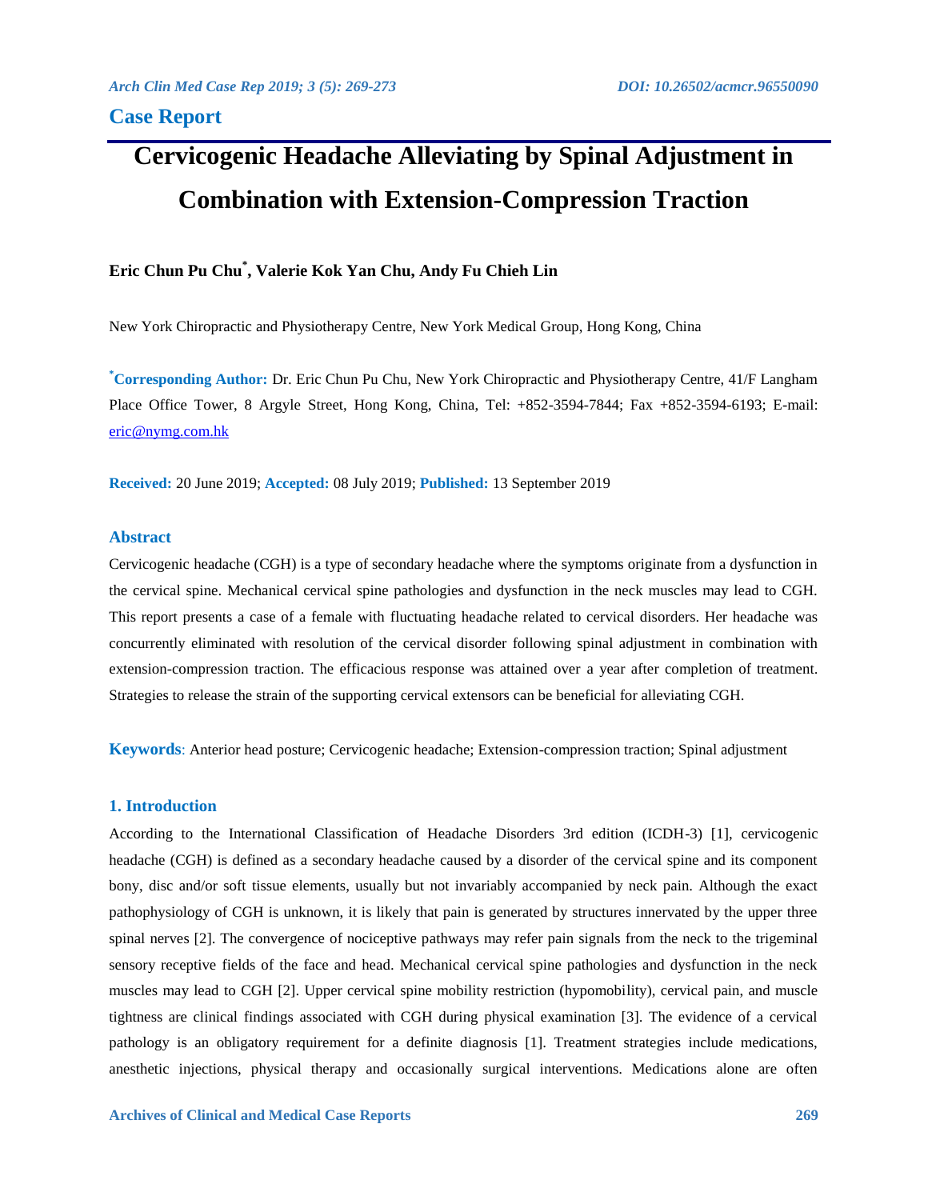## Case Report

# Cervicogenic Headache Alleviating by Spinal Adjustment in Combination with Extension-Compression Traction

**Eric Chun Pu Chu*, Valerie Kok Yan Chu, Andy Fu Chieh Lin**

New York Chiropractic and Physiotherapy Centre, New York Medical Group, Hong Kong, China

**\*Corresponding Author:** Dr. Eric Chun Pu Chu, New York Chiropractic and Physiotherapy Centre, 41/F Langham Place Office Tower, 8 Argyle Street, Hong Kong, China, Tel: +852-3594-7844; Fax +852-3594-6193; E-mail: eric@nymg.com.hk

**Received:** 20 June 2019; **Accepted:** 08 July 2019; **Published:** 13 September 2019

### Abstract

Cervicogenic headache (CGH) is a type of secondary headache where the symptoms originate from a dysfunction in the cervical spine. Mechanical cervical spine pathologies and dysfunction in the neck muscles may lead to CGH. This report presents a case of a female with fluctuating headache related to cervical disorders. Her headache was concurrently eliminated with resolution of the cervical disorder following spinal adjustment in combination with extension-compression traction. The efficacious response was attained over a year after completion of treatment. Strategies to release the strain of the supporting cervical extensors can be beneficial for alleviating CGH.

**Keywords**: Anterior head posture; Cervicogenic headache; Extension-compression traction; Spinal adjustment

### 1. Introduction

According to the International Classification of Headache Disorders 3rd edition (ICDH-3) [1], cervicogenic headache (CGH) is defined as a secondary headache caused by a disorder of the cervical spine and its component bony, disc and/or soft tissue elements, usually but not invariably accompanied by neck pain. Although the exact pathophysiology of CGH is unknown, it is likely that pain is generated by structures innervated by the upper three spinal nerves [2]. The convergence of nociceptive pathways may refer pain signals from the neck to the trigeminal sensory receptive fields of the face and head. Mechanical cervical spine pathologies and dysfunction in the neck muscles may lead to CGH [2]. Upper cervical spine mobility restriction (hypomobility), cervical pain, and muscle tightness are clinical findings associated with CGH during physical examination [3]. The evidence of a cervical pathology is an obligatory requirement for a definite diagnosis [1]. Treatment strategies include medications, anesthetic injections, physical therapy and occasionally surgical interventions. Medications alone are often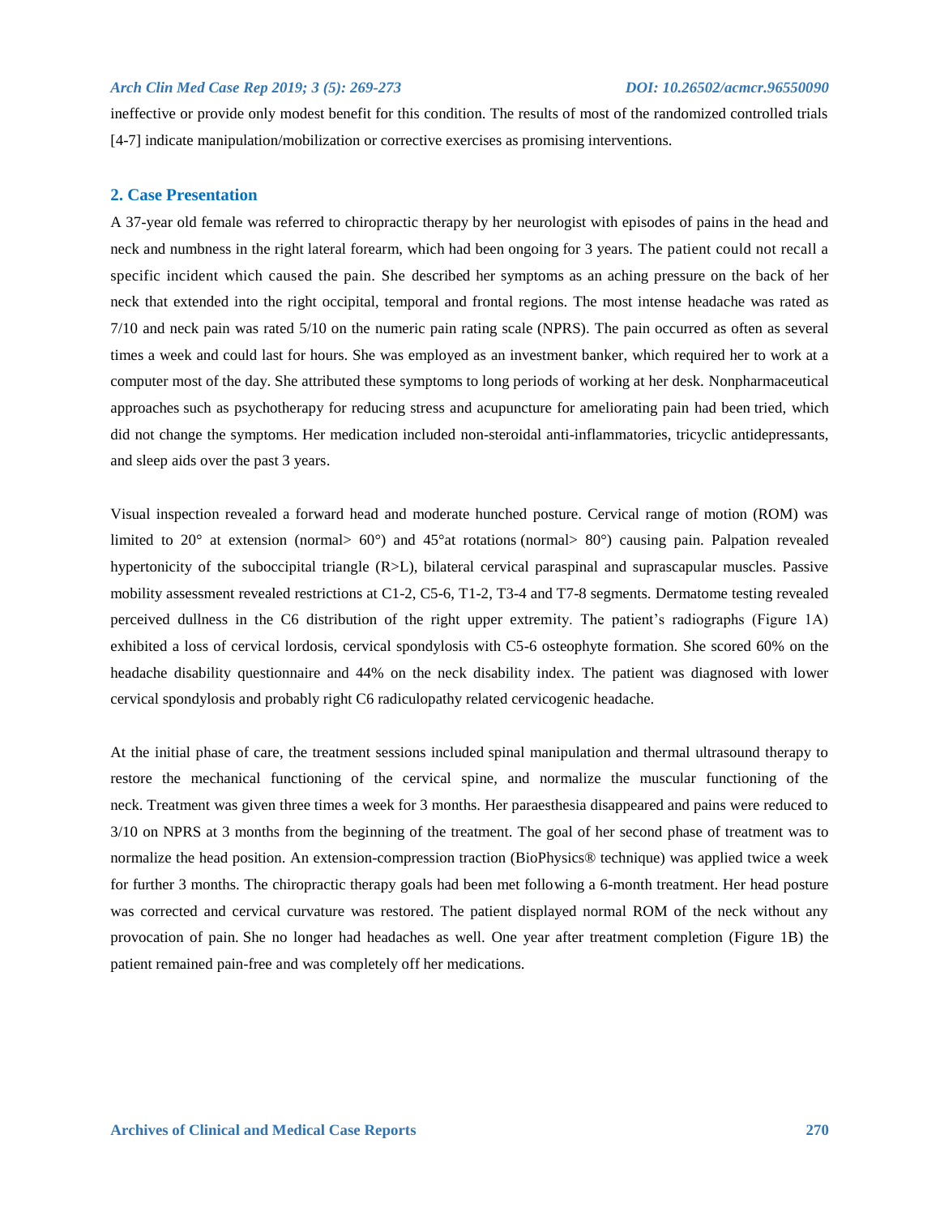ineffective or provide only modest benefit for this condition. The results of most of the randomized controlled trials [4-7] indicate manipulation/mobilization or corrective exercises as promising interventions.

## 2. Case Presentation

A 37-year old female was referred to chiropractic therapy by her neurologist with episodes of pains in the head and neck and numbness in the right lateral forearm, which had been ongoing for 3 years. The patient could not recall a specific incident which caused the pain. She described her symptoms as an aching pressure on the back of her neck that extended into the right occipital, temporal and frontal regions. The most intense headache was rated as 7/10 and neck pain was rated 5/10 on the numeric pain rating scale (NPRS). The pain occurred as often as several times a week and could last for hours. She was employed as an investment banker, which required her to work at a computer most of the day. She attributed these symptoms to long periods of working at her desk. Nonpharmaceutical approaches such as psychotherapy for reducing stress and acupuncture for ameliorating pain had been tried, which did not change the symptoms. Her medication included non-steroidal anti-inflammatories, tricyclic antidepressants, and sleep aids over the past 3 years.

Visual inspection revealed a forward head and moderate hunched posture. Cervical range of motion (ROM) was limited to 20° at extension (normal> 60°) and 45°at rotations (normal> 80°) causing pain. Palpation revealed hypertonicity of the suboccipital triangle (R>L), bilateral cervical paraspinal and suprascapular muscles. Passive mobility assessment revealed restrictions at C1-2, C5-6, T1-2, T3-4 and T7-8 segments. Dermatome testing revealed perceived dullness in the C6 distribution of the right upper extremity. The patient's radiographs (Figure 1A) exhibited a loss of cervical lordosis, cervical spondylosis with C5-6 osteophyte formation. She scored 60% on the headache disability questionnaire and 44% on the neck disability index. The patient was diagnosed with lower cervical spondylosis and probably right C6 radiculopathy related cervicogenic headache.

At the initial phase of care, the treatment sessions included spinal manipulation and thermal ultrasound therapy to restore the mechanical functioning of the cervical spine, and normalize the muscular functioning of the neck. Treatment was given three times a week for 3 months. Her paraesthesia disappeared and pains were reduced to 3/10 on NPRS at 3 months from the beginning of the treatment. The goal of her second phase of treatment was to normalize the head position. An extension-compression traction (BioPhysics® technique) was applied twice a week for further 3 months. The chiropractic therapy goals had been met following a 6-month treatment. Her head posture was corrected and cervical curvature was restored. The patient displayed normal ROM of the neck without any provocation of pain. She no longer had headaches as well. One year after treatment completion (Figure 1B) the patient remained pain-free and was completely off her medications.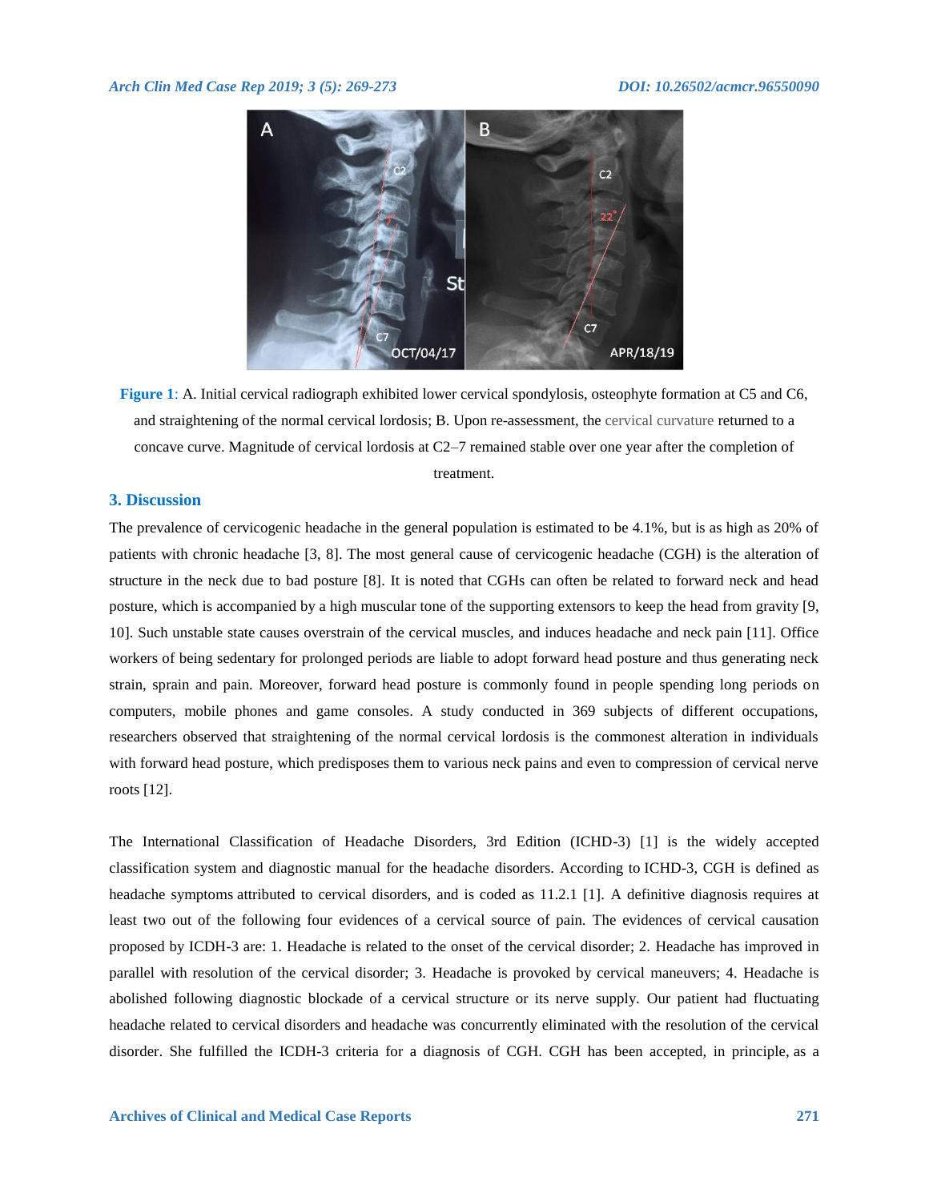Figure 1: A. Initial cervical radiograph exhibited lower cervical spondylosis, osteophyte formation at C5 and C6, and straightening of the normal cervical lordosis; B. Upon re-assessment, the cervical curvature returned to a concave curve. Magnitude of cervical lordosis at C2–7 remained stable over one year after the completion of treatment.

## 3. Discussion

The prevalence of cervicogenic headache in the general population is estimated to be 4.1%, but is as high as 20% of patients with chronic headache [3, 8]. The most general cause of cervicogenic headache (CGH) is the alteration of structure in the neck due to bad posture [8]. It is noted that CGHs can often be related to forward neck and head posture, which is accompanied by a high muscular tone of the supporting extensors to keep the head from gravity [9, 10]. Such unstable state causes overstrain of the cervical muscles, and induces headache and neck pain [11]. Office workers of being sedentary for prolonged periods are liable to adopt forward head posture and thus generating neck strain, sprain and pain. Moreover, forward head posture is commonly found in people spending long periods on computers, mobile phones and game consoles. A study conducted in 369 subjects of different occupations, researchers observed that straightening of the normal cervical lordosis is the commonest alteration in individuals with forward head posture, which predisposes them to various neck pains and even to compression of cervical nerve roots [12].

The International Classification of Headache Disorders, 3rd Edition (ICHD-3) [1] is the widely accepted classification system and diagnostic manual for the headache disorders. According to ICHD-3, CGH is defined as headache symptoms attributed to cervical disorders, and is coded as 11.2.1 [1]. A definitive diagnosis requires at least two out of the following four evidences of a cervical source of pain. The evidences of cervical causation proposed by ICDH-3 are: 1. Headache is related to the onset of the cervical disorder; 2. Headache has improved in parallel with resolution of the cervical disorder; 3. Headache is provoked by cervical maneuvers; 4. Headache is abolished following diagnostic blockade of a cervical structure or its nerve supply. Our patient had fluctuating headache related to cervical disorders and headache was concurrently eliminated with the resolution of the cervical disorder. She fulfilled the ICDH-3 criteria for a diagnosis of CGH. CGH has been accepted, in principle, as a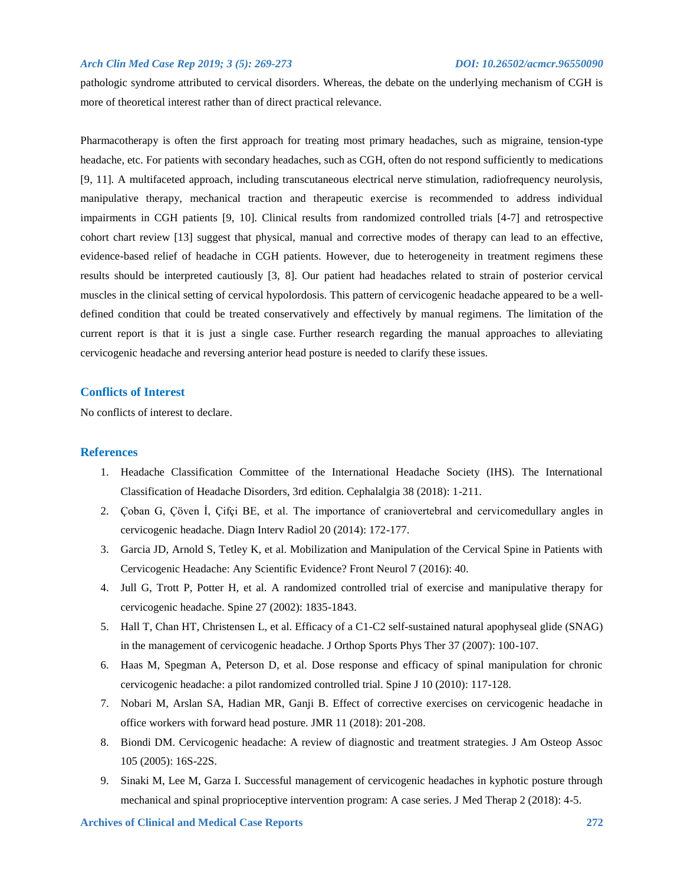pathologic syndrome attributed to cervical disorders. Whereas, the debate on the underlying mechanism of CGH is more of theoretical interest rather than of direct practical relevance.

Pharmacotherapy is often the first approach for treating most primary headaches, such as migraine, tension-type headache, etc. For patients with secondary headaches, such as CGH, often do not respond sufficiently to medications [9, 11]. A multifaceted approach, including transcutaneous electrical nerve stimulation, radiofrequency neurolysis, manipulative therapy, mechanical traction and therapeutic exercise is recommended to address individual impairments in CGH patients [9, 10]. Clinical results from randomized controlled trials [4-7] and retrospective cohort chart review [13] suggest that physical, manual and corrective modes of therapy can lead to an effective, evidence-based relief of headache in CGH patients. However, due to heterogeneity in treatment regimens these results should be interpreted cautiously [3, 8]. Our patient had headaches related to strain of posterior cervical muscles in the clinical setting of cervical hypolordosis. This pattern of cervicogenic headache appeared to be a well-defined condition that could be treated conservatively and effectively by manual regimens. The limitation of the current report is that it is just a single case. Further research regarding the manual approaches to alleviating cervicogenic headache and reversing anterior head posture is needed to clarify these issues.

## Conflicts of Interest

No conflicts of interest to declare.

## References

1. Headache Classification Committee of the International Headache Society (IHS). The International Classification of Headache Disorders, 3rd edition. Cephalalgia 38 (2018): 1-211.
2. Çoban G, Çöven İ, Çifçi BE, et al. The importance of craniovertebral and cervicomedullary angles in cervicogenic headache. Diagn Interv Radiol 20 (2014): 172-177.
3. Garcia JD, Arnold S, Tetley K, et al. Mobilization and Manipulation of the Cervical Spine in Patients with Cervicogenic Headache: Any Scientific Evidence? Front Neurol 7 (2016): 40.
4. Jull G, Trott P, Potter H, et al. A randomized controlled trial of exercise and manipulative therapy for cervicogenic headache. Spine 27 (2002): 1835-1843.
5. Hall T, Chan HT, Christensen L, et al. Efficacy of a C1-C2 self-sustained natural apophyseal glide (SNAG) in the management of cervicogenic headache. J Orthop Sports Phys Ther 37 (2007): 100-107.
6. Haas M, Spegman A, Peterson D, et al. Dose response and efficacy of spinal manipulation for chronic cervicogenic headache: a pilot randomized controlled trial. Spine J 10 (2010): 117-128.
7. Nobari M, Arslan SA, Hadian MR, Ganji B. Effect of corrective exercises on cervicogenic headache in office workers with forward head posture. JMR 11 (2018): 201-208.
8. Biondi DM. Cervicogenic headache: A review of diagnostic and treatment strategies. J Am Osteop Assoc 105 (2005): 16S-22S.
9. Sinaki M, Lee M, Garza I. Successful management of cervicogenic headaches in kyphotic posture through mechanical and spinal proprioceptive intervention program: A case series. J Med Therap 2 (2018): 4-5.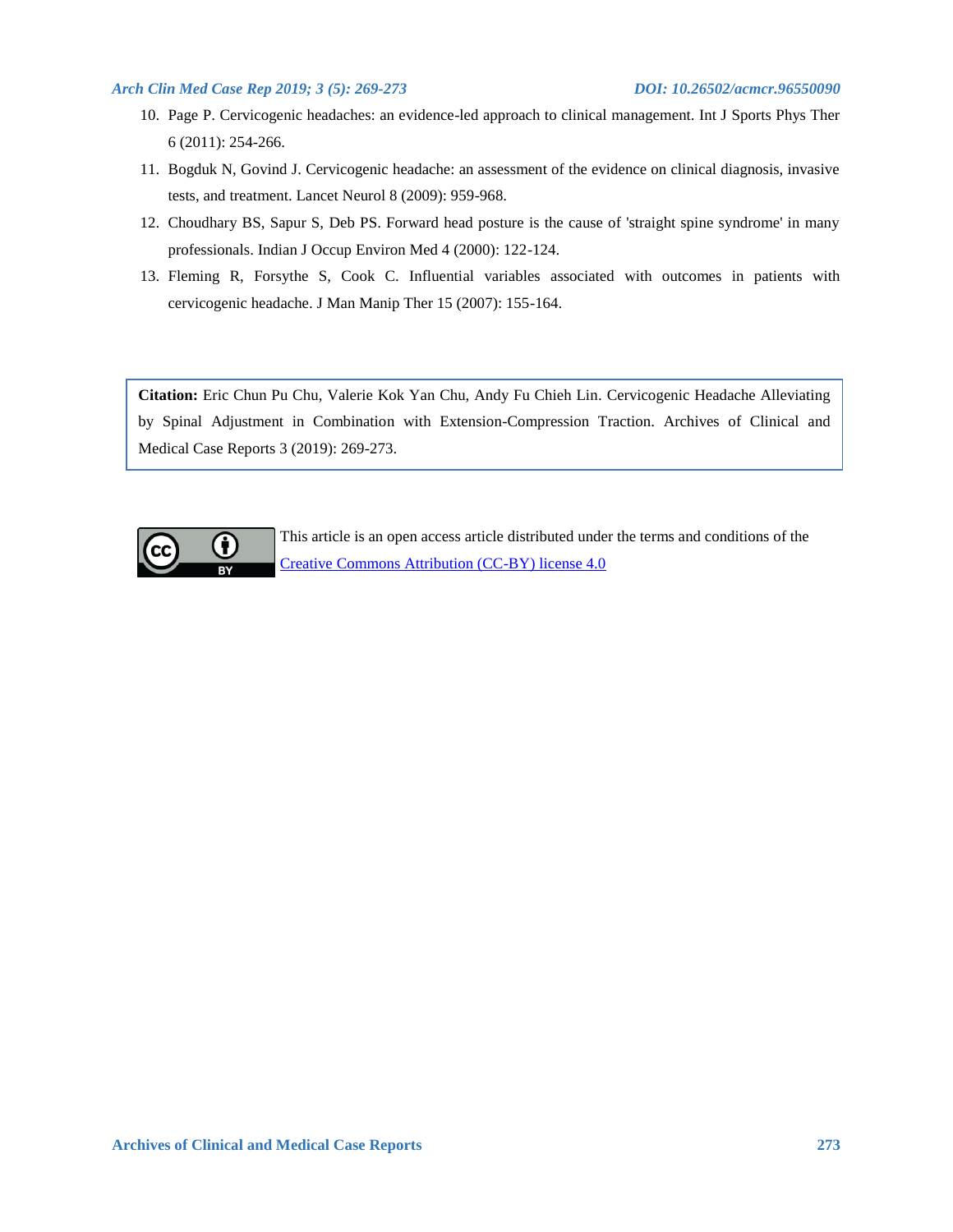10. Page P. Cervicogenic headaches: an evidence-led approach to clinical management. Int J Sports Phys Ther 6 (2011): 254-266.
11. Bogduk N, Govind J. Cervicogenic headache: an assessment of the evidence on clinical diagnosis, invasive tests, and treatment. Lancet Neurol 8 (2009): 959-968.
12. Choudhary BS, Sapur S, Deb PS. Forward head posture is the cause of 'straight spine syndrome' in many professionals. Indian J Occup Environ Med 4 (2000): 122-124.
13. Fleming R, Forsythe S, Cook C. Influential variables associated with outcomes in patients with cervicogenic headache. J Man Manip Ther 15 (2007): 155-164.

**Citation:** Eric Chun Pu Chu, Valerie Kok Yan Chu, Andy Fu Chieh Lin. Cervicogenic Headache Alleviating by Spinal Adjustment in Combination with Extension-Compression Traction. Archives of Clinical and Medical Case Reports 3 (2019): 269-273.

This article is an open access article distributed under the terms and conditions of the [Creative Commons Attribution (CC-BY) license 4.0]